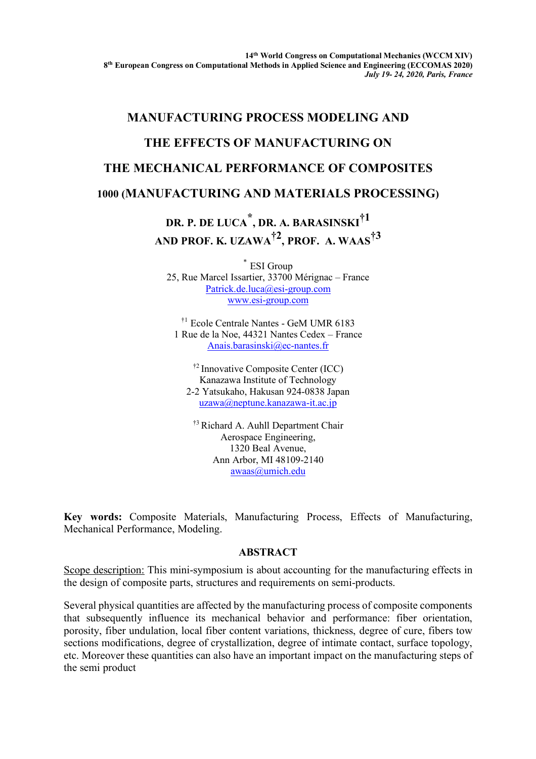14th World Congress on Computational Mechanics (WCCM XIV)
8th European Congress on Computational Methods in Applied Science and Engineering (ECCOMAS 2020)
*July 19- 24, 2020, Paris, France*

# MANUFACTURING PROCESS MODELING AND THE EFFECTS OF MANUFACTURING ON THE MECHANICAL PERFORMANCE OF COMPOSITES

## 1000 (MANUFACTURING AND MATERIALS PROCESSING)

**DR. P. DE LUCA[*], DR. A. BARASINSKI[†1] AND PROF. K. UZAWA[†2], PROF. A. WAAS[†3]**

[*] ESI Group
25, Rue Marcel Issartier, 33700 Mérignac – France
Patrick.de.luca@esi-group.com
www.esi-group.com

[†1] Ecole Centrale Nantes - GeM UMR 6183
1 Rue de la Noe, 44321 Nantes Cedex – France
Anais.barasinski@ec-nantes.fr

[†2] Innovative Composite Center (ICC)
Kanazawa Institute of Technology
2-2 Yatsukaho, Hakusan 924-0838 Japan
uzawa@neptune.kanazawa-it.ac.jp

[†3] Richard A. Auhll Department Chair
Aerospace Engineering,
1320 Beal Avenue,
Ann Arbor, MI 48109-2140
awaas@umich.edu

**Key words:** Composite Materials, Manufacturing Process, Effects of Manufacturing, Mechanical Performance, Modeling.

## ABSTRACT

Scope description: This mini-symposium is about accounting for the manufacturing effects in the design of composite parts, structures and requirements on semi-products.

Several physical quantities are affected by the manufacturing process of composite components that subsequently influence its mechanical behavior and performance: fiber orientation, porosity, fiber undulation, local fiber content variations, thickness, degree of cure, fibers tow sections modifications, degree of crystallization, degree of intimate contact, surface topology, etc. Moreover these quantities can also have an important impact on the manufacturing steps of the semi product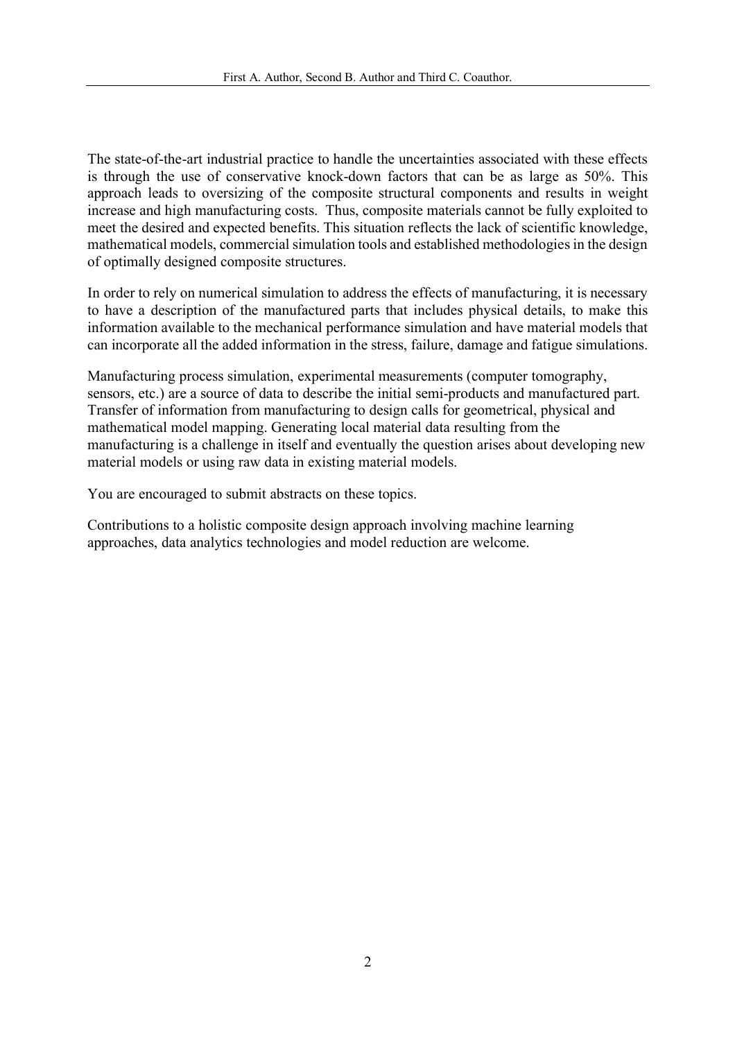The state-of-the-art industrial practice to handle the uncertainties associated with these effects is through the use of conservative knock-down factors that can be as large as 50%. This approach leads to oversizing of the composite structural components and results in weight increase and high manufacturing costs. Thus, composite materials cannot be fully exploited to meet the desired and expected benefits. This situation reflects the lack of scientific knowledge, mathematical models, commercial simulation tools and established methodologies in the design of optimally designed composite structures.

In order to rely on numerical simulation to address the effects of manufacturing, it is necessary to have a description of the manufactured parts that includes physical details, to make this information available to the mechanical performance simulation and have material models that can incorporate all the added information in the stress, failure, damage and fatigue simulations.

Manufacturing process simulation, experimental measurements (computer tomography, sensors, etc.) are a source of data to describe the initial semi-products and manufactured part. Transfer of information from manufacturing to design calls for geometrical, physical and mathematical model mapping. Generating local material data resulting from the manufacturing is a challenge in itself and eventually the question arises about developing new material models or using raw data in existing material models.

You are encouraged to submit abstracts on these topics.

Contributions to a holistic composite design approach involving machine learning approaches, data analytics technologies and model reduction are welcome.